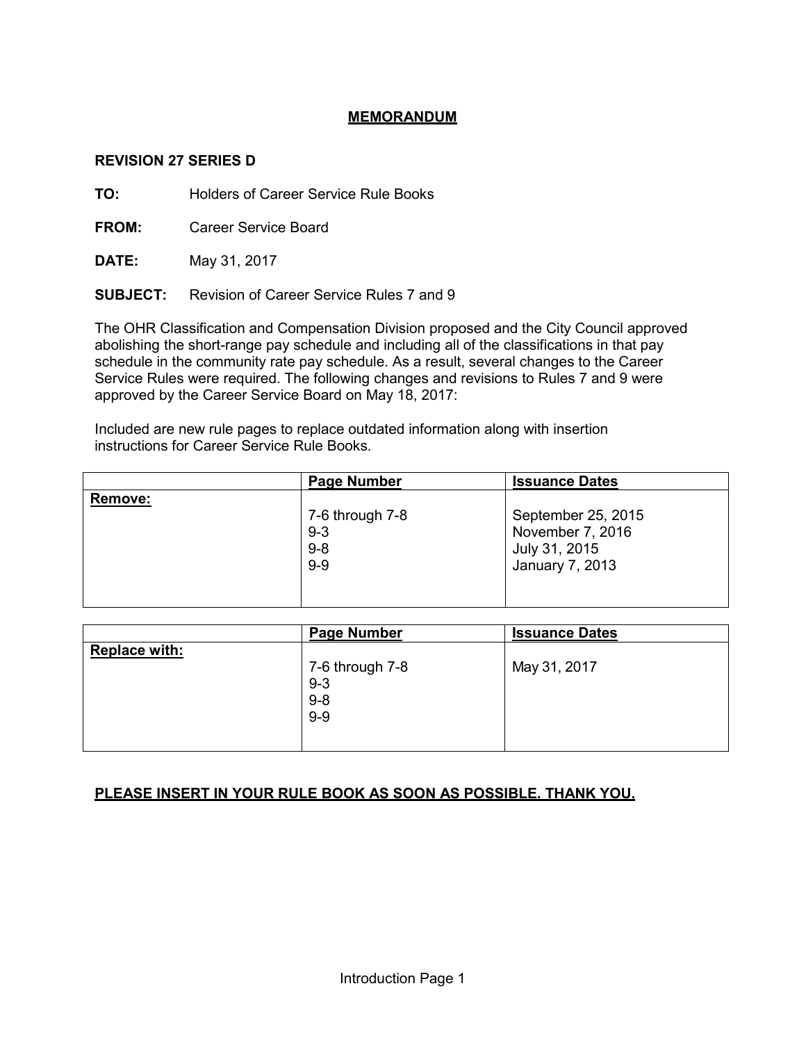# MEMORANDUM

**REVISION 27 SERIES D**

**TO:** Holders of Career Service Rule Books

**FROM:** Career Service Board

**DATE:** May 31, 2017

**SUBJECT:** Revision of Career Service Rules 7 and 9

The OHR Classification and Compensation Division proposed and the City Council approved abolishing the short-range pay schedule and including all of the classifications in that pay schedule in the community rate pay schedule. As a result, several changes to the Career Service Rules were required. The following changes and revisions to Rules 7 and 9 were approved by the Career Service Board on May 18, 2017:

Included are new rule pages to replace outdated information along with insertion instructions for Career Service Rule Books.

| | Page Number | Issuance Dates |
|---|---|---|
| **Remove:** | 7-6 through 7-8<br>9-3<br>9-8<br>9-9 | September 25, 2015<br>November 7, 2016<br>July 31, 2015<br>January 7, 2013 |

| | Page Number | Issuance Dates |
|---|---|---|
| **Replace with:** | 7-6 through 7-8<br>9-3<br>9-8<br>9-9 | May 31, 2017 |

**PLEASE INSERT IN YOUR RULE BOOK AS SOON AS POSSIBLE. THANK YOU.**

Introduction Page 1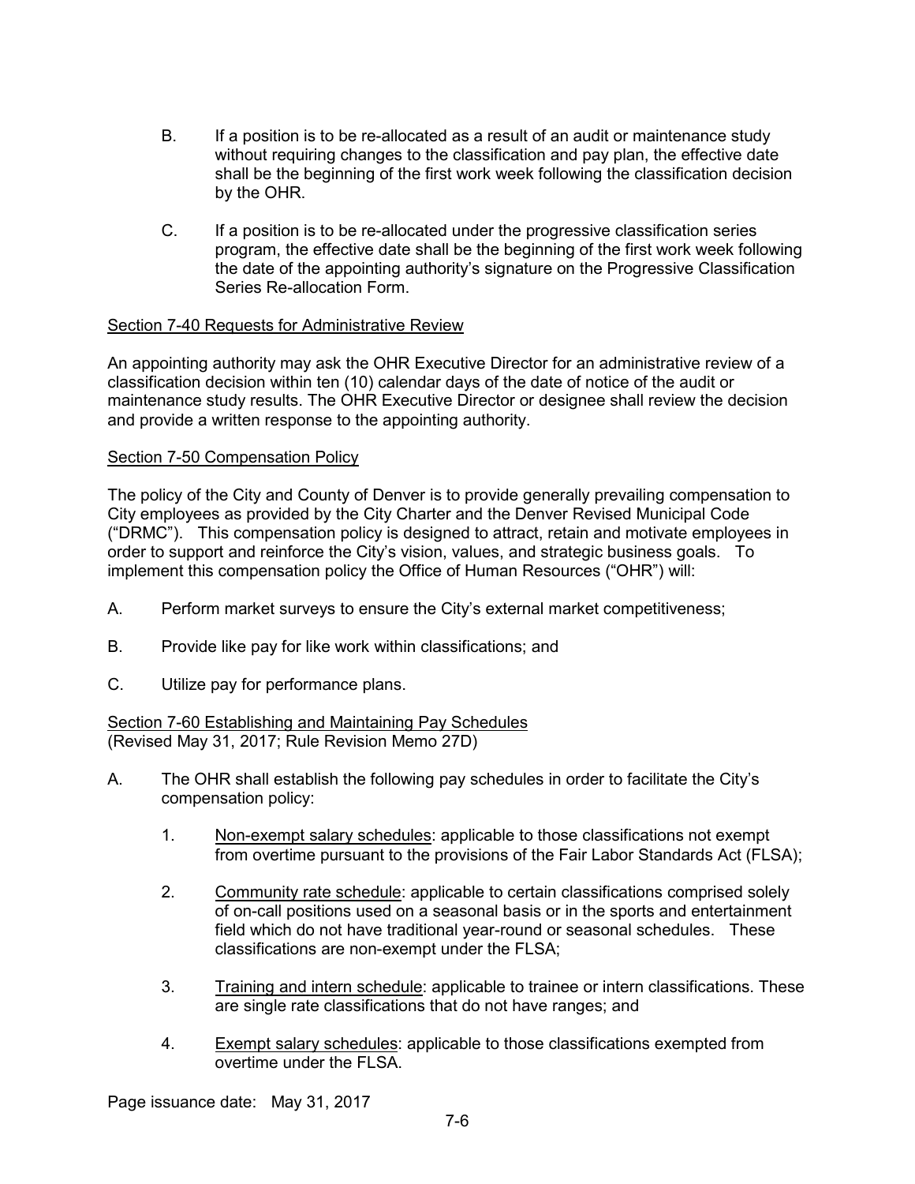B. If a position is to be re-allocated as a result of an audit or maintenance study without requiring changes to the classification and pay plan, the effective date shall be the beginning of the first work week following the classification decision by the OHR.

C. If a position is to be re-allocated under the progressive classification series program, the effective date shall be the beginning of the first work week following the date of the appointing authority's signature on the Progressive Classification Series Re-allocation Form.

## Section 7-40 Requests for Administrative Review

An appointing authority may ask the OHR Executive Director for an administrative review of a classification decision within ten (10) calendar days of the date of notice of the audit or maintenance study results. The OHR Executive Director or designee shall review the decision and provide a written response to the appointing authority.

## Section 7-50 Compensation Policy

The policy of the City and County of Denver is to provide generally prevailing compensation to City employees as provided by the City Charter and the Denver Revised Municipal Code ("DRMC"). This compensation policy is designed to attract, retain and motivate employees in order to support and reinforce the City's vision, values, and strategic business goals. To implement this compensation policy the Office of Human Resources ("OHR") will:

A. Perform market surveys to ensure the City's external market competitiveness;

B. Provide like pay for like work within classifications; and

C. Utilize pay for performance plans.

## Section 7-60 Establishing and Maintaining Pay Schedules

(Revised May 31, 2017; Rule Revision Memo 27D)

A. The OHR shall establish the following pay schedules in order to facilitate the City's compensation policy:

1. Non-exempt salary schedules: applicable to those classifications not exempt from overtime pursuant to the provisions of the Fair Labor Standards Act (FLSA);

2. Community rate schedule: applicable to certain classifications comprised solely of on-call positions used on a seasonal basis or in the sports and entertainment field which do not have traditional year-round or seasonal schedules. These classifications are non-exempt under the FLSA;

3. Training and intern schedule: applicable to trainee or intern classifications. These are single rate classifications that do not have ranges; and

4. Exempt salary schedules: applicable to those classifications exempted from overtime under the FLSA.

Page issuance date: May 31, 2017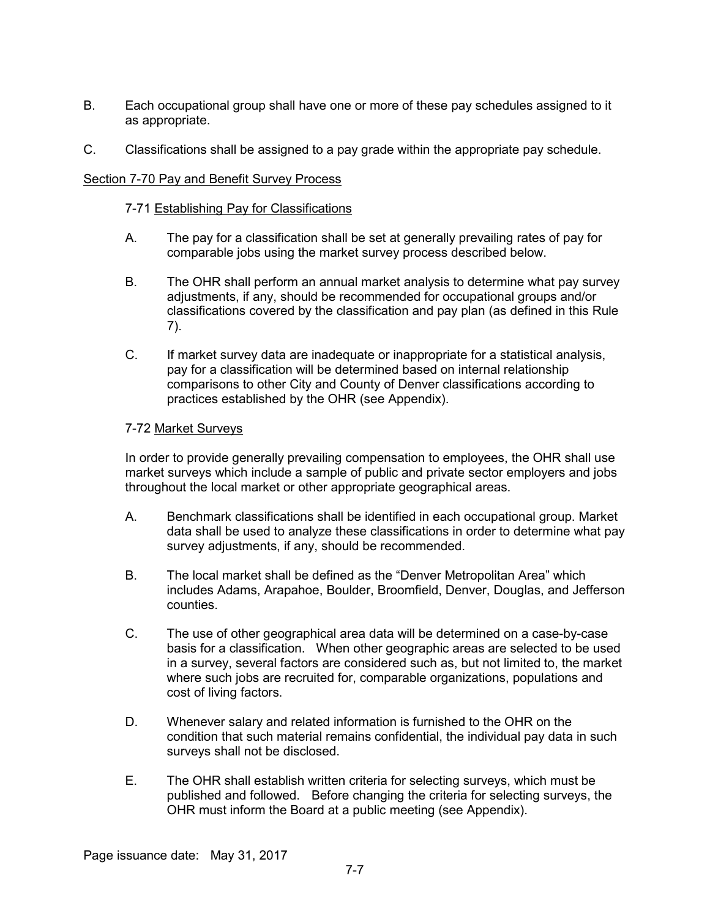B. Each occupational group shall have one or more of these pay schedules assigned to it as appropriate.

C. Classifications shall be assigned to a pay grade within the appropriate pay schedule.

## Section 7-70 Pay and Benefit Survey Process

### 7-71 Establishing Pay for Classifications

A. The pay for a classification shall be set at generally prevailing rates of pay for comparable jobs using the market survey process described below.

B. The OHR shall perform an annual market analysis to determine what pay survey adjustments, if any, should be recommended for occupational groups and/or classifications covered by the classification and pay plan (as defined in this Rule 7).

C. If market survey data are inadequate or inappropriate for a statistical analysis, pay for a classification will be determined based on internal relationship comparisons to other City and County of Denver classifications according to practices established by the OHR (see Appendix).

### 7-72 Market Surveys

In order to provide generally prevailing compensation to employees, the OHR shall use market surveys which include a sample of public and private sector employers and jobs throughout the local market or other appropriate geographical areas.

A. Benchmark classifications shall be identified in each occupational group. Market data shall be used to analyze these classifications in order to determine what pay survey adjustments, if any, should be recommended.

B. The local market shall be defined as the "Denver Metropolitan Area" which includes Adams, Arapahoe, Boulder, Broomfield, Denver, Douglas, and Jefferson counties.

C. The use of other geographical area data will be determined on a case-by-case basis for a classification. When other geographic areas are selected to be used in a survey, several factors are considered such as, but not limited to, the market where such jobs are recruited for, comparable organizations, populations and cost of living factors.

D. Whenever salary and related information is furnished to the OHR on the condition that such material remains confidential, the individual pay data in such surveys shall not be disclosed.

E. The OHR shall establish written criteria for selecting surveys, which must be published and followed. Before changing the criteria for selecting surveys, the OHR must inform the Board at a public meeting (see Appendix).

Page issuance date: May 31, 2017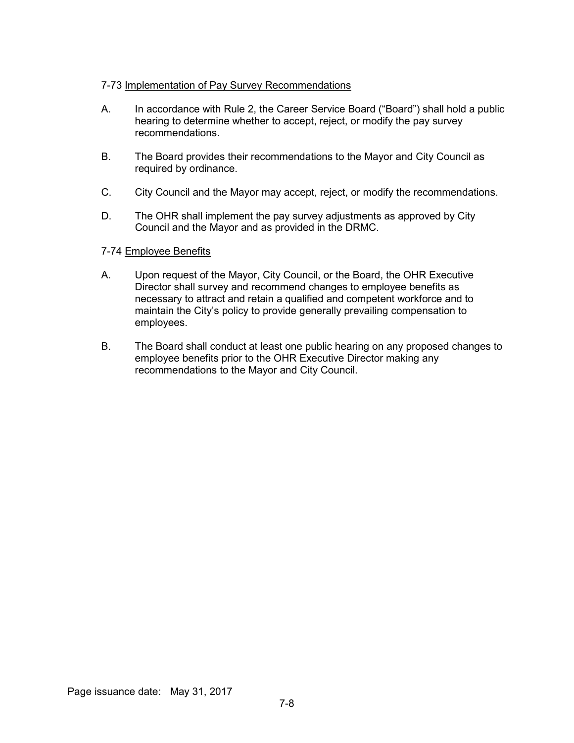7-73 Implementation of Pay Survey Recommendations

A. In accordance with Rule 2, the Career Service Board ("Board") shall hold a public hearing to determine whether to accept, reject, or modify the pay survey recommendations.

B. The Board provides their recommendations to the Mayor and City Council as required by ordinance.

C. City Council and the Mayor may accept, reject, or modify the recommendations.

D. The OHR shall implement the pay survey adjustments as approved by City Council and the Mayor and as provided in the DRMC.

7-74 Employee Benefits

A. Upon request of the Mayor, City Council, or the Board, the OHR Executive Director shall survey and recommend changes to employee benefits as necessary to attract and retain a qualified and competent workforce and to maintain the City's policy to provide generally prevailing compensation to employees.

B. The Board shall conduct at least one public hearing on any proposed changes to employee benefits prior to the OHR Executive Director making any recommendations to the Mayor and City Council.

Page issuance date: May 31, 2017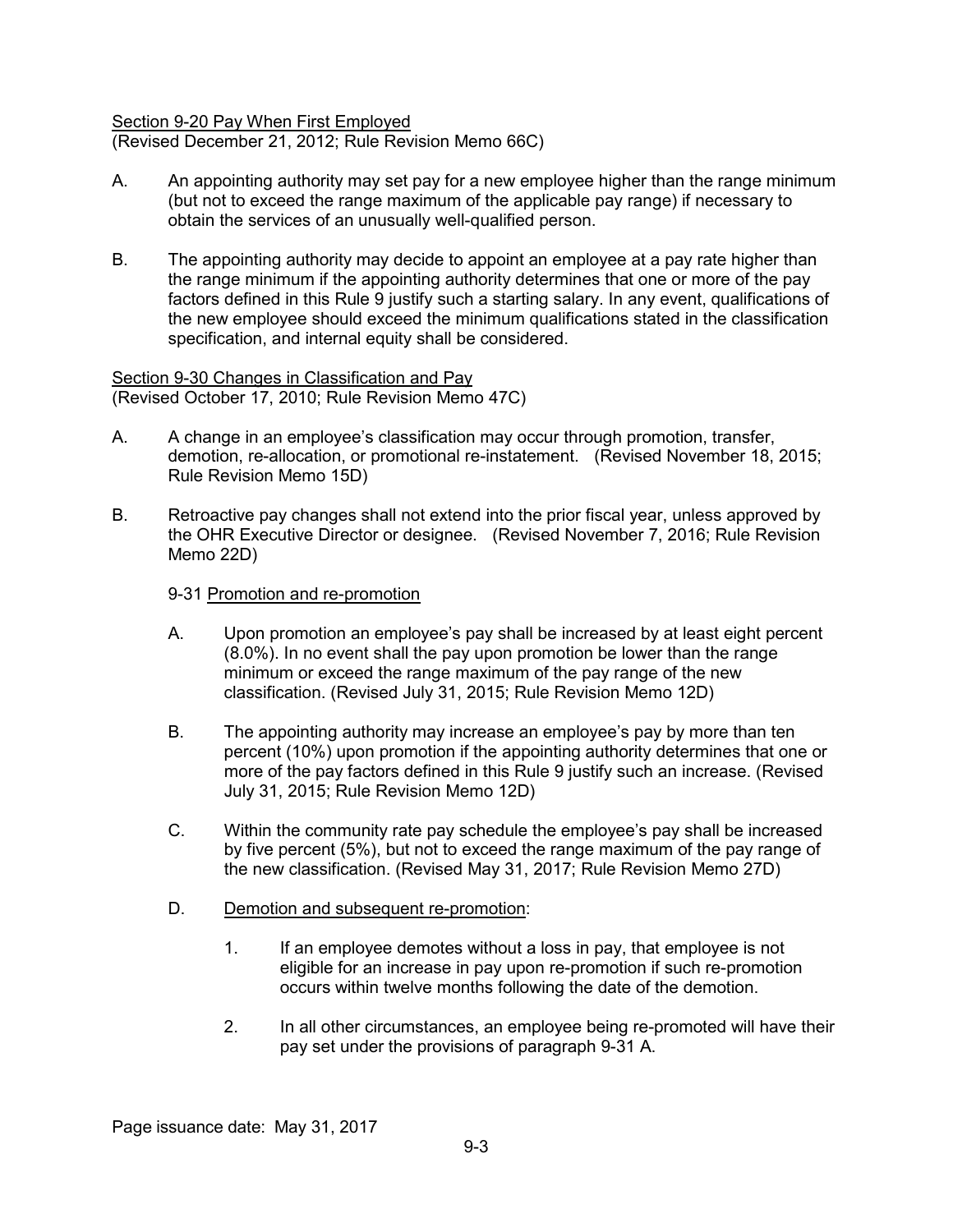Section 9-20 Pay When First Employed
(Revised December 21, 2012; Rule Revision Memo 66C)

A. An appointing authority may set pay for a new employee higher than the range minimum (but not to exceed the range maximum of the applicable pay range) if necessary to obtain the services of an unusually well-qualified person.

B. The appointing authority may decide to appoint an employee at a pay rate higher than the range minimum if the appointing authority determines that one or more of the pay factors defined in this Rule 9 justify such a starting salary. In any event, qualifications of the new employee should exceed the minimum qualifications stated in the classification specification, and internal equity shall be considered.

Section 9-30 Changes in Classification and Pay
(Revised October 17, 2010; Rule Revision Memo 47C)

A. A change in an employee's classification may occur through promotion, transfer, demotion, re-allocation, or promotional re-instatement. (Revised November 18, 2015; Rule Revision Memo 15D)

B. Retroactive pay changes shall not extend into the prior fiscal year, unless approved by the OHR Executive Director or designee. (Revised November 7, 2016; Rule Revision Memo 22D)

9-31 Promotion and re-promotion

A. Upon promotion an employee's pay shall be increased by at least eight percent (8.0%). In no event shall the pay upon promotion be lower than the range minimum or exceed the range maximum of the pay range of the new classification. (Revised July 31, 2015; Rule Revision Memo 12D)

B. The appointing authority may increase an employee's pay by more than ten percent (10%) upon promotion if the appointing authority determines that one or more of the pay factors defined in this Rule 9 justify such an increase. (Revised July 31, 2015; Rule Revision Memo 12D)

C. Within the community rate pay schedule the employee's pay shall be increased by five percent (5%), but not to exceed the range maximum of the pay range of the new classification. (Revised May 31, 2017; Rule Revision Memo 27D)

D. Demotion and subsequent re-promotion:

1. If an employee demotes without a loss in pay, that employee is not eligible for an increase in pay upon re-promotion if such re-promotion occurs within twelve months following the date of the demotion.

2. In all other circumstances, an employee being re-promoted will have their pay set under the provisions of paragraph 9-31 A.

Page issuance date: May 31, 2017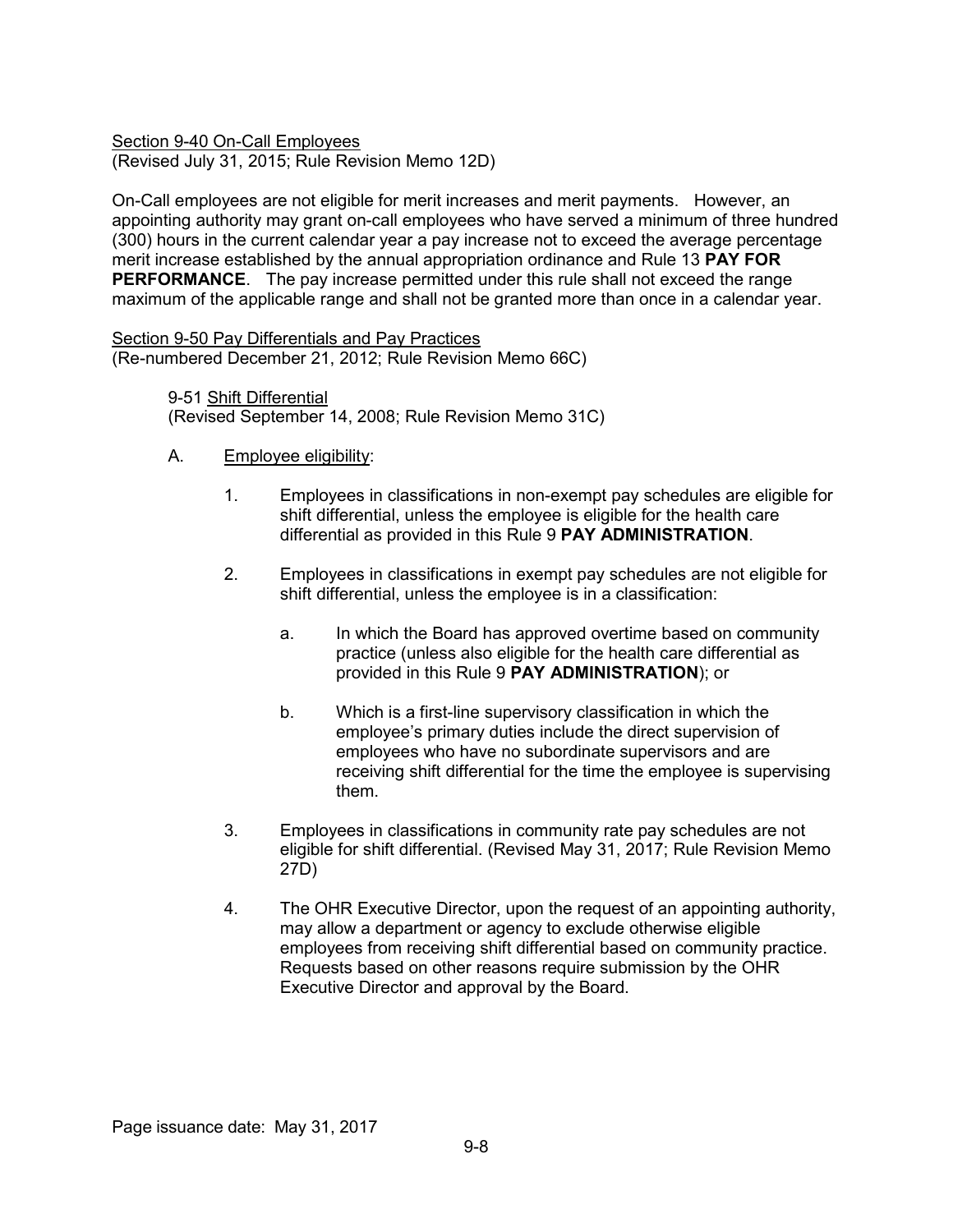Section 9-40 On-Call Employees
(Revised July 31, 2015; Rule Revision Memo 12D)

On-Call employees are not eligible for merit increases and merit payments. However, an appointing authority may grant on-call employees who have served a minimum of three hundred (300) hours in the current calendar year a pay increase not to exceed the average percentage merit increase established by the annual appropriation ordinance and Rule 13 **PAY FOR PERFORMANCE**. The pay increase permitted under this rule shall not exceed the range maximum of the applicable range and shall not be granted more than once in a calendar year.

Section 9-50 Pay Differentials and Pay Practices
(Re-numbered December 21, 2012; Rule Revision Memo 66C)

9-51 Shift Differential
(Revised September 14, 2008; Rule Revision Memo 31C)

A. Employee eligibility:

1. Employees in classifications in non-exempt pay schedules are eligible for shift differential, unless the employee is eligible for the health care differential as provided in this Rule 9 **PAY ADMINISTRATION**.

2. Employees in classifications in exempt pay schedules are not eligible for shift differential, unless the employee is in a classification:

   a. In which the Board has approved overtime based on community practice (unless also eligible for the health care differential as provided in this Rule 9 **PAY ADMINISTRATION**); or

   b. Which is a first-line supervisory classification in which the employee's primary duties include the direct supervision of employees who have no subordinate supervisors and are receiving shift differential for the time the employee is supervising them.

3. Employees in classifications in community rate pay schedules are not eligible for shift differential. (Revised May 31, 2017; Rule Revision Memo 27D)

4. The OHR Executive Director, upon the request of an appointing authority, may allow a department or agency to exclude otherwise eligible employees from receiving shift differential based on community practice. Requests based on other reasons require submission by the OHR Executive Director and approval by the Board.

Page issuance date: May 31, 2017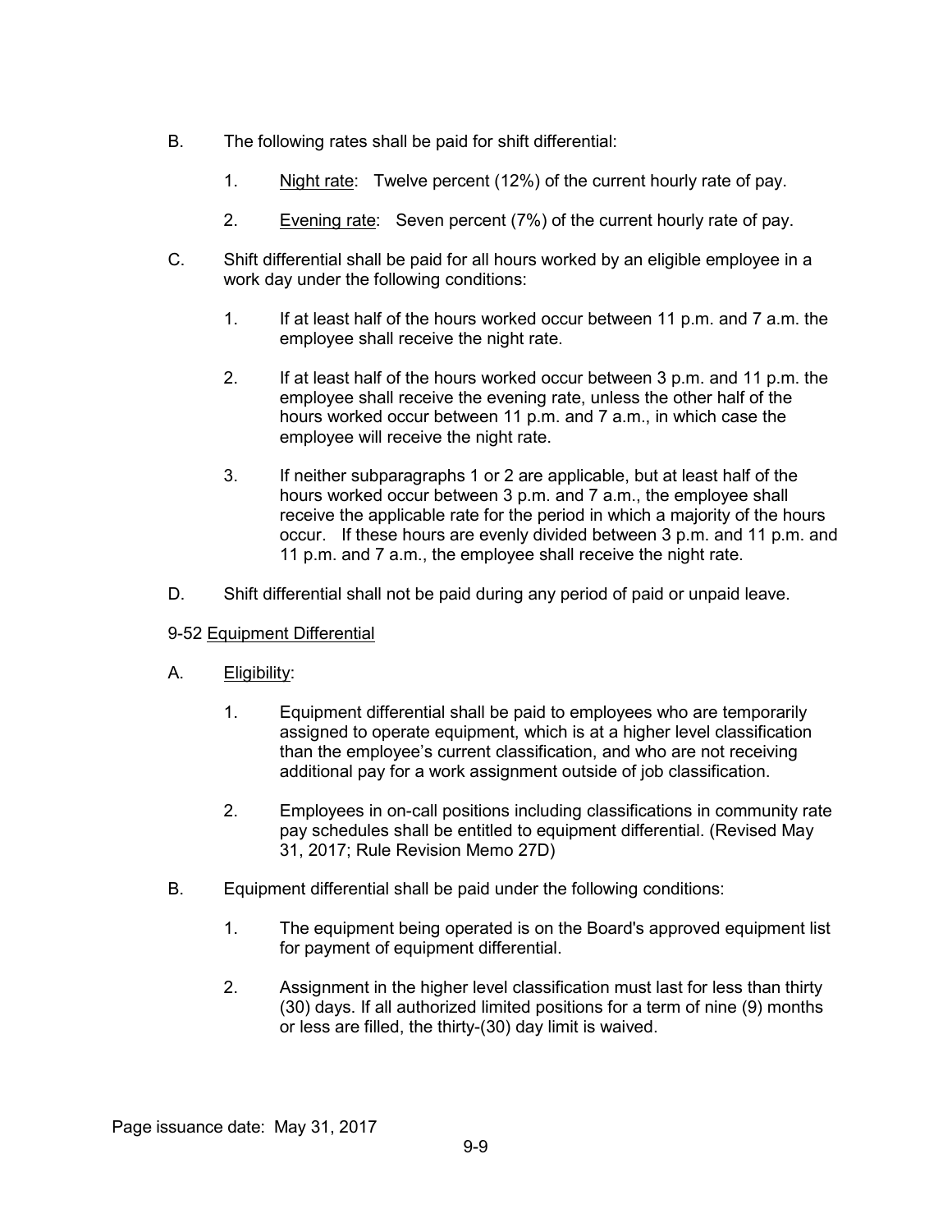B. The following rates shall be paid for shift differential:

   1. Night rate: Twelve percent (12%) of the current hourly rate of pay.

   2. Evening rate: Seven percent (7%) of the current hourly rate of pay.

C. Shift differential shall be paid for all hours worked by an eligible employee in a work day under the following conditions:

   1. If at least half of the hours worked occur between 11 p.m. and 7 a.m. the employee shall receive the night rate.

   2. If at least half of the hours worked occur between 3 p.m. and 11 p.m. the employee shall receive the evening rate, unless the other half of the hours worked occur between 11 p.m. and 7 a.m., in which case the employee will receive the night rate.

   3. If neither subparagraphs 1 or 2 are applicable, but at least half of the hours worked occur between 3 p.m. and 7 a.m., the employee shall receive the applicable rate for the period in which a majority of the hours occur. If these hours are evenly divided between 3 p.m. and 11 p.m. and 11 p.m. and 7 a.m., the employee shall receive the night rate.

D. Shift differential shall not be paid during any period of paid or unpaid leave.

9-52 Equipment Differential

A. Eligibility:

   1. Equipment differential shall be paid to employees who are temporarily assigned to operate equipment, which is at a higher level classification than the employee's current classification, and who are not receiving additional pay for a work assignment outside of job classification.

   2. Employees in on-call positions including classifications in community rate pay schedules shall be entitled to equipment differential. (Revised May 31, 2017; Rule Revision Memo 27D)

B. Equipment differential shall be paid under the following conditions:

   1. The equipment being operated is on the Board's approved equipment list for payment of equipment differential.

   2. Assignment in the higher level classification must last for less than thirty (30) days. If all authorized limited positions for a term of nine (9) months or less are filled, the thirty-(30) day limit is waived.

Page issuance date: May 31, 2017